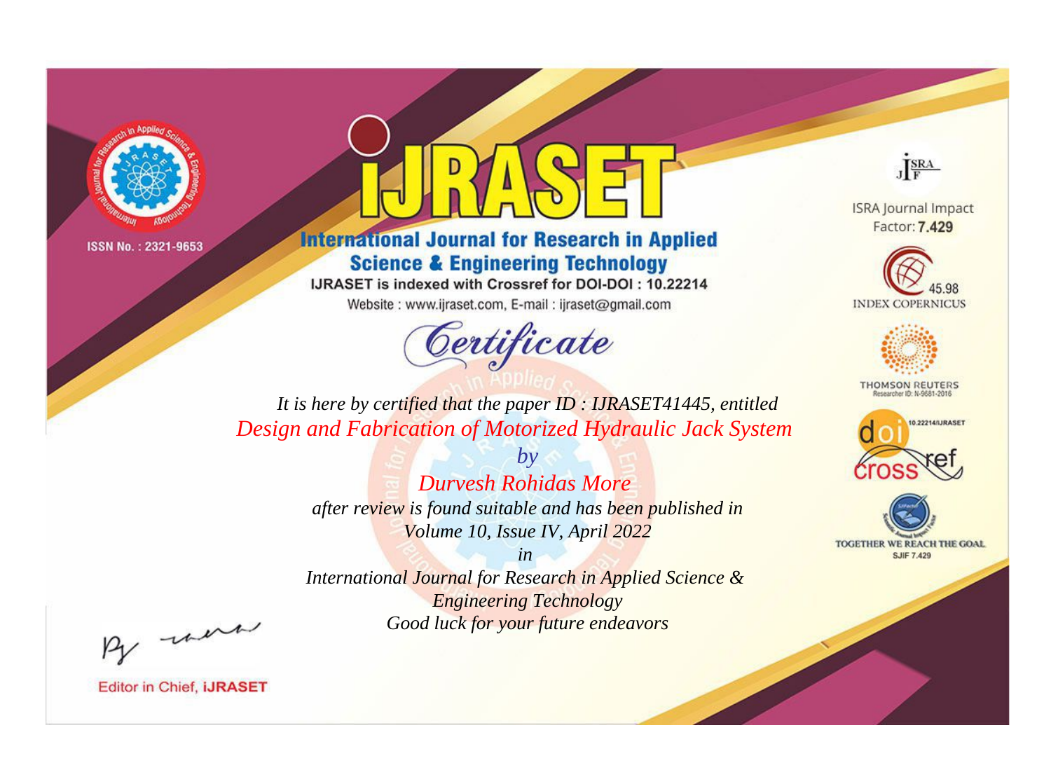ISSN No. : 2321-9653

# IJRASET

## International Journal for Research in Applied Science & Engineering Technology

IJRASET is indexed with Crossref for DOI-DOI : 10.22214

Website : www.ijraset.com, E-mail : ijraset@gmail.com

ISRA Journal Impact Factor: **7.429**

45.98 INDEX COPERNICUS

THOMSON REUTERS Researcher ID: N-9681-2016

10.22214/IJRASET

TOGETHER WE REACH THE GOAL SJIF 7.429

# *Certificate*

*It is here by certified that the paper ID : IJRASET41445, entitled*

*Design and Fabrication of Motorized Hydraulic Jack System*

*by*

*Durvesh Rohidas More*

*after review is found suitable and has been published in*

*Volume 10, Issue IV, April 2022*

*in*

*International Journal for Research in Applied Science & Engineering Technology*

*Good luck for your future endeavors*

Editor in Chief, **IJRASET**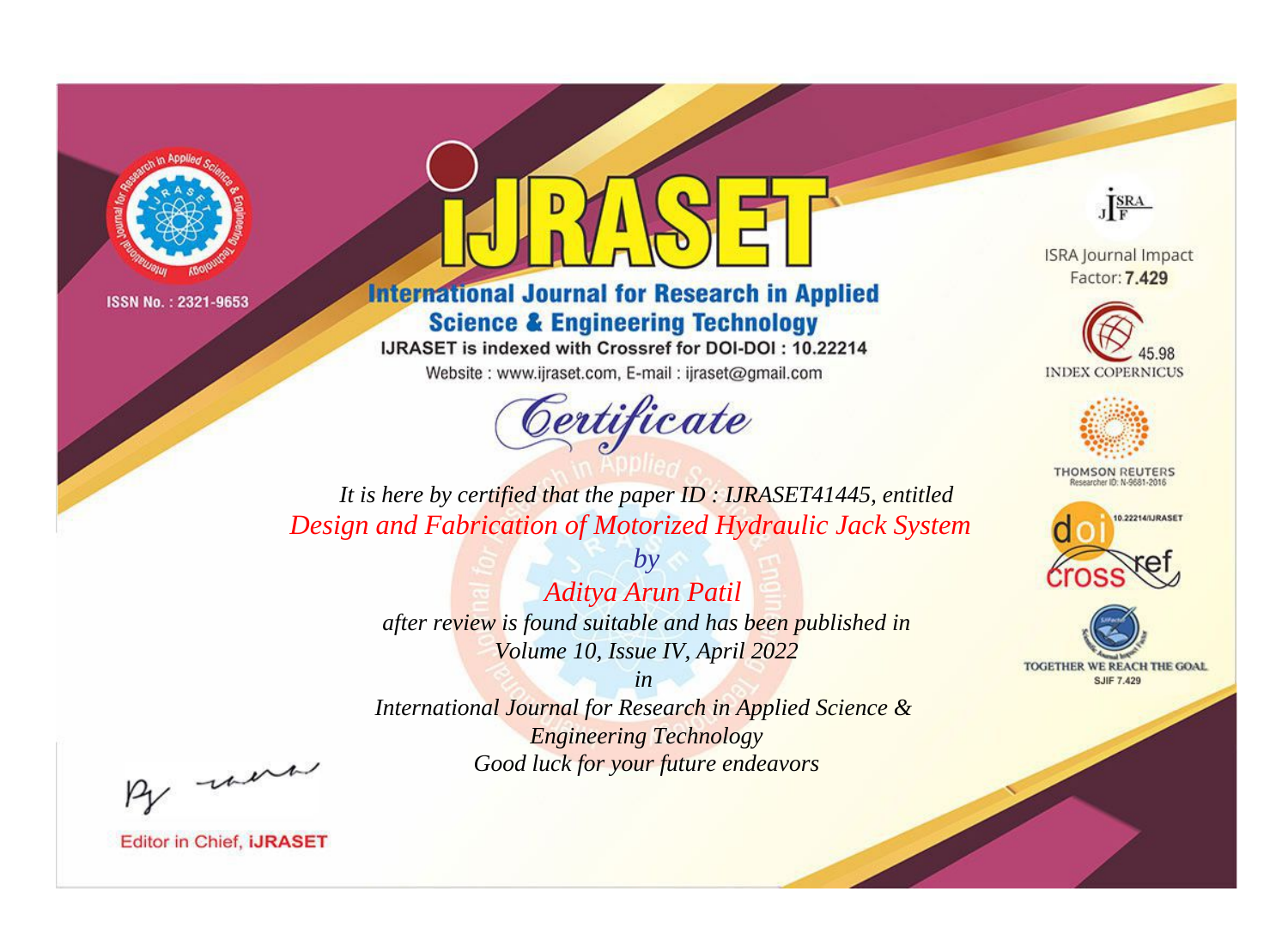ISSN No. : 2321-9653

# iJRASET

## International Journal for Research in Applied Science & Engineering Technology

IJRASET is indexed with Crossref for DOI-DOI : 10.22214

Website : www.ijraset.com, E-mail : ijraset@gmail.com

# *Certificate*

*It is here by certified that the paper ID : IJRASET41445, entitled*

*Design and Fabrication of Motorized Hydraulic Jack System*

*by*

*Aditya Arun Patil*

*after review is found suitable and has been published in*

*Volume 10, Issue IV, April 2022*

*in*

*International Journal for Research in Applied Science & Engineering Technology*

*Good luck for your future endeavors*

ISRA Journal Impact Factor: **7.429**

45.98 INDEX COPERNICUS

THOMSON REUTERS Researcher ID: N-9681-2016

10.22214/IJRASET

TOGETHER WE REACH THE GOAL SJIF 7.429

Editor in Chief, **iJRASET**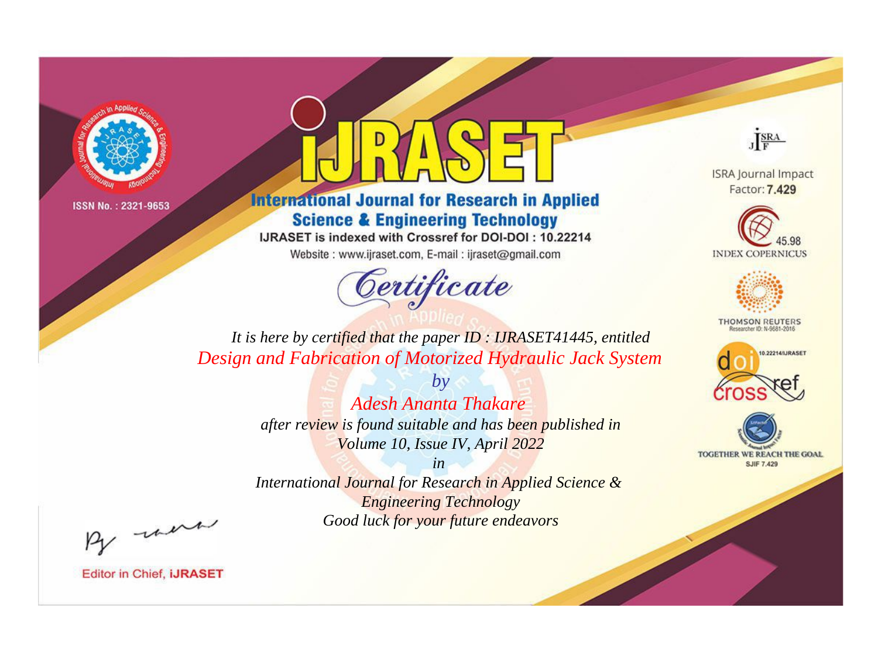ISSN No. : 2321-9653

# iJRASET

## International Journal for Research in Applied Science & Engineering Technology

IJRASET is indexed with Crossref for DOI-DOI : 10.22214

Website : www.ijraset.com, E-mail : ijraset@gmail.com

ISRA Journal Impact Factor: **7.429**

45.98 INDEX COPERNICUS

THOMSON REUTERS Researcher ID: N-9681-2016

10.22214/IJRASET

TOGETHER WE REACH THE GOAL SJIF 7.429

*Certificate*

*It is here by certified that the paper ID : IJRASET41445, entitled*

*Design and Fabrication of Motorized Hydraulic Jack System*

*by*

*Adesh Ananta Thakare*

*after review is found suitable and has been published in*

*Volume 10, Issue IV, April 2022*

*in*

*International Journal for Research in Applied Science & Engineering Technology*

*Good luck for your future endeavors*

Editor in Chief, **iJRASET**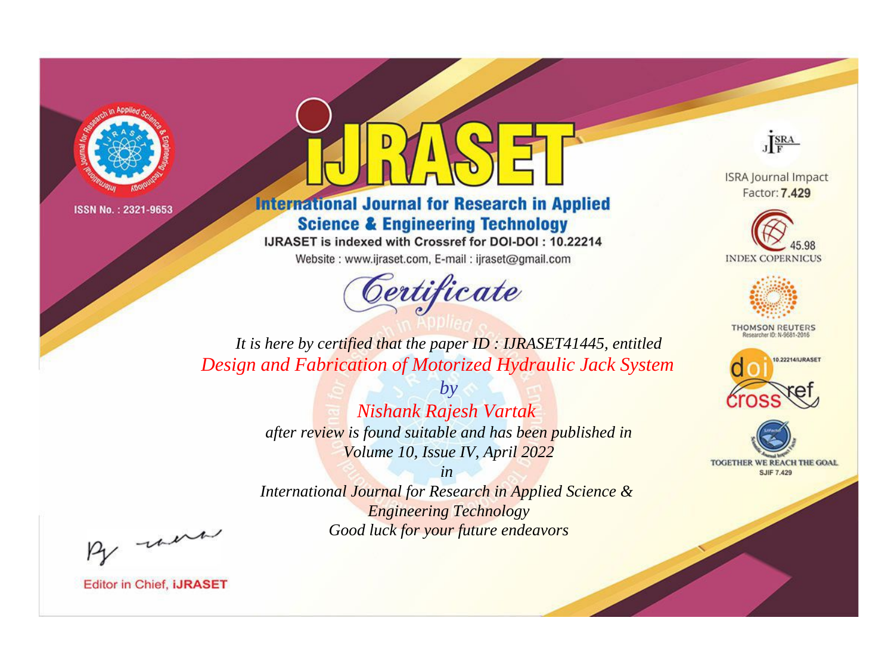ISSN No. : 2321-9653

# IJRASET

## International Journal for Research in Applied Science & Engineering Technology

IJRASET is indexed with Crossref for DOI-DOI : 10.22214

Website : www.ijraset.com, E-mail : ijraset@gmail.com

*Certificate*

*It is here by certified that the paper ID : IJRASET41445, entitled*

*Design and Fabrication of Motorized Hydraulic Jack System*

*by*

*Nishank Rajesh Vartak*

*after review is found suitable and has been published in*

*Volume 10, Issue IV, April 2022*

*in*

*International Journal for Research in Applied Science & Engineering Technology*

*Good luck for your future endeavors*

ISRA Journal Impact Factor: **7.429**

45.98 INDEX COPERNICUS

THOMSON REUTERS Researcher ID: N-9681-2016

10.22214/IJRASET

TOGETHER WE REACH THE GOAL SJIF 7.429

Editor in Chief, **IJRASET**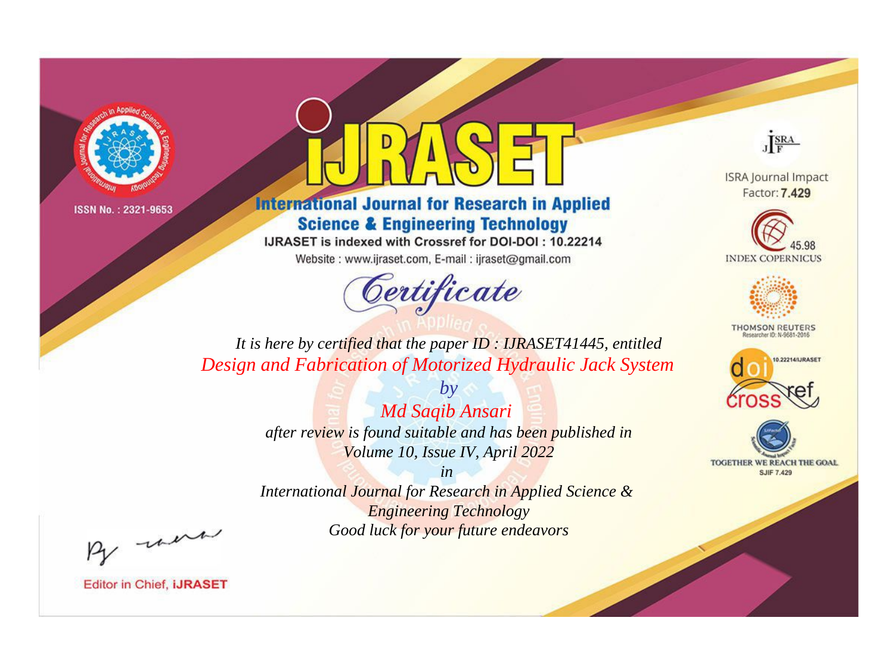ISSN No. : 2321-9653

# IJRASET

## International Journal for Research in Applied Science & Engineering Technology

IJRASET is indexed with Crossref for DOI-DOI : 10.22214

Website : www.ijraset.com, E-mail : ijraset@gmail.com

ISRA Journal Impact Factor: **7.429**

45.98 INDEX COPERNICUS

THOMSON REUTERS Researcher ID: N-9681-2016

10.22214/IJRASET

TOGETHER WE REACH THE GOAL SJIF 7.429

*Certificate*

*It is here by certified that the paper ID : IJRASET41445, entitled*

*Design and Fabrication of Motorized Hydraulic Jack System*

*by*

*Md Saqib Ansari*

*after review is found suitable and has been published in*

*Volume 10, Issue IV, April 2022*

*in*

*International Journal for Research in Applied Science & Engineering Technology*

*Good luck for your future endeavors*

Editor in Chief, **iJRASET**